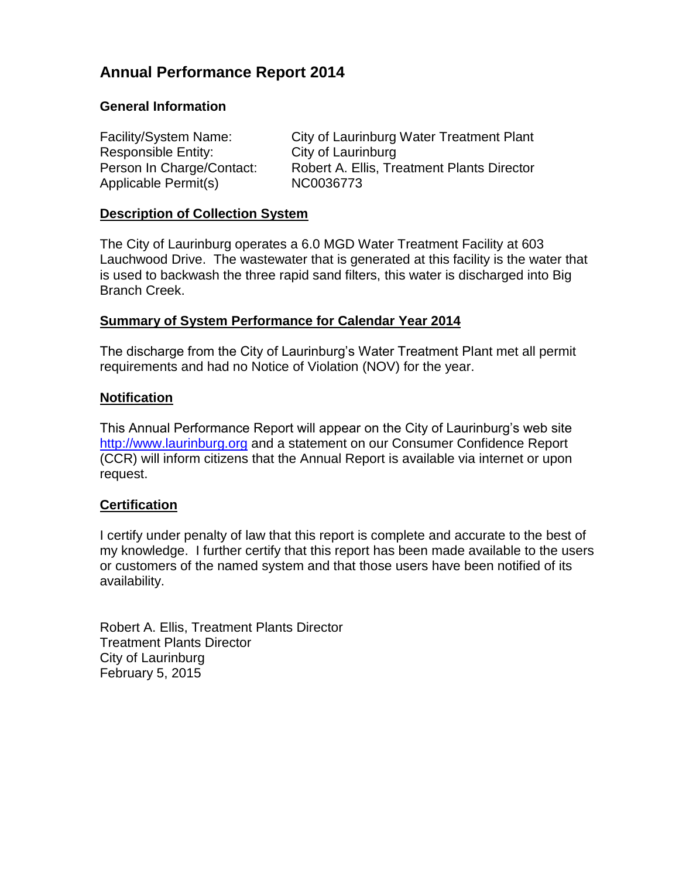# Annual Performance Report 2014

### General Information

Facility/System Name: City of Laurinburg Water Treatment Plant
Responsible Entity: City of Laurinburg
Person In Charge/Contact: Robert A. Ellis, Treatment Plants Director
Applicable Permit(s) NC0036773

### Description of Collection System

The City of Laurinburg operates a 6.0 MGD Water Treatment Facility at 603 Lauchwood Drive. The wastewater that is generated at this facility is the water that is used to backwash the three rapid sand filters, this water is discharged into Big Branch Creek.

### Summary of System Performance for Calendar Year 2014

The discharge from the City of Laurinburg's Water Treatment Plant met all permit requirements and had no Notice of Violation (NOV) for the year.

### Notification

This Annual Performance Report will appear on the City of Laurinburg's web site http://www.laurinburg.org and a statement on our Consumer Confidence Report (CCR) will inform citizens that the Annual Report is available via internet or upon request.

### Certification

I certify under penalty of law that this report is complete and accurate to the best of my knowledge. I further certify that this report has been made available to the users or customers of the named system and that those users have been notified of its availability.

Robert A. Ellis, Treatment Plants Director
Treatment Plants Director
City of Laurinburg
February 5, 2015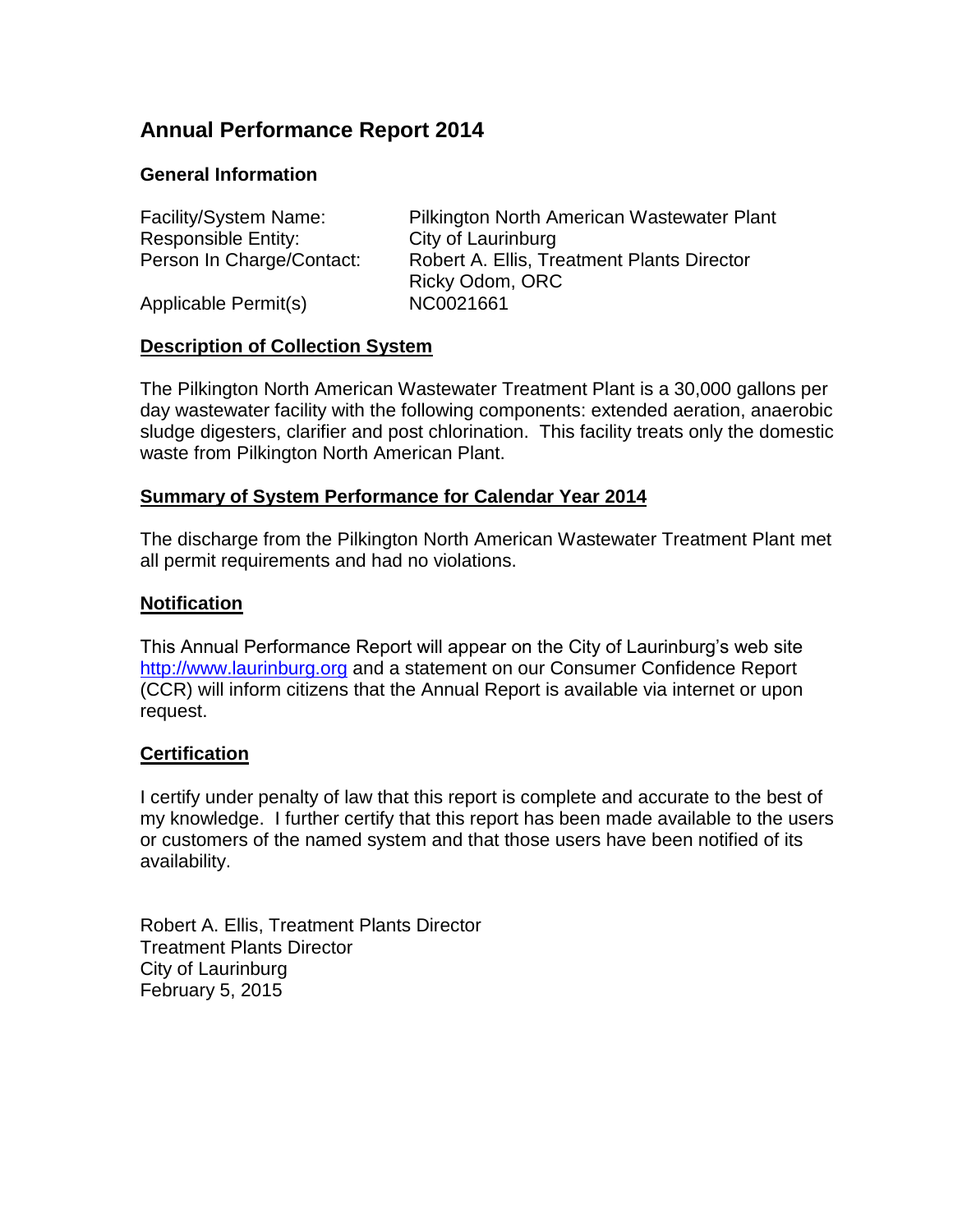# Annual Performance Report 2014

### General Information

| | |
|---|---|
| Facility/System Name: | Pilkington North American Wastewater Plant |
| Responsible Entity: | City of Laurinburg |
| Person In Charge/Contact: | Robert A. Ellis, Treatment Plants Director<br>Ricky Odom, ORC |
| Applicable Permit(s) | NC0021661 |

### Description of Collection System

The Pilkington North American Wastewater Treatment Plant is a 30,000 gallons per day wastewater facility with the following components: extended aeration, anaerobic sludge digesters, clarifier and post chlorination. This facility treats only the domestic waste from Pilkington North American Plant.

### Summary of System Performance for Calendar Year 2014

The discharge from the Pilkington North American Wastewater Treatment Plant met all permit requirements and had no violations.

### Notification

This Annual Performance Report will appear on the City of Laurinburg's web site http://www.laurinburg.org and a statement on our Consumer Confidence Report (CCR) will inform citizens that the Annual Report is available via internet or upon request.

### Certification

I certify under penalty of law that this report is complete and accurate to the best of my knowledge. I further certify that this report has been made available to the users or customers of the named system and that those users have been notified of its availability.

Robert A. Ellis, Treatment Plants Director
Treatment Plants Director
City of Laurinburg
February 5, 2015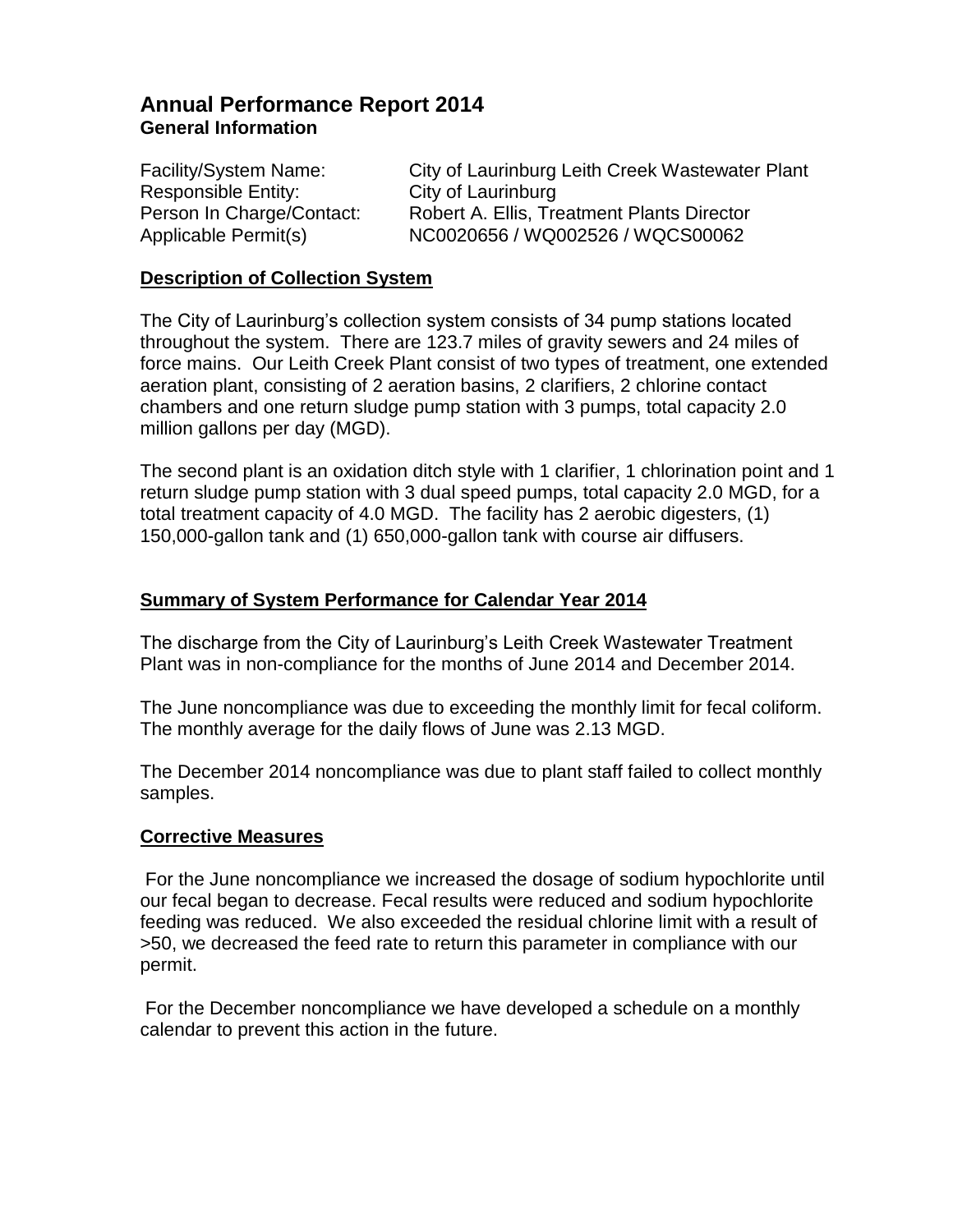# Annual Performance Report 2014

## General Information

Facility/System Name: City of Laurinburg Leith Creek Wastewater Plant
Responsible Entity: City of Laurinburg
Person In Charge/Contact: Robert A. Ellis, Treatment Plants Director
Applicable Permit(s) NC0020656 / WQ002526 / WQCS00062

### Description of Collection System

The City of Laurinburg's collection system consists of 34 pump stations located throughout the system. There are 123.7 miles of gravity sewers and 24 miles of force mains. Our Leith Creek Plant consist of two types of treatment, one extended aeration plant, consisting of 2 aeration basins, 2 clarifiers, 2 chlorine contact chambers and one return sludge pump station with 3 pumps, total capacity 2.0 million gallons per day (MGD).

The second plant is an oxidation ditch style with 1 clarifier, 1 chlorination point and 1 return sludge pump station with 3 dual speed pumps, total capacity 2.0 MGD, for a total treatment capacity of 4.0 MGD. The facility has 2 aerobic digesters, (1) 150,000-gallon tank and (1) 650,000-gallon tank with course air diffusers.

### Summary of System Performance for Calendar Year 2014

The discharge from the City of Laurinburg's Leith Creek Wastewater Treatment Plant was in non-compliance for the months of June 2014 and December 2014.

The June noncompliance was due to exceeding the monthly limit for fecal coliform. The monthly average for the daily flows of June was 2.13 MGD.

The December 2014 noncompliance was due to plant staff failed to collect monthly samples.

### Corrective Measures

For the June noncompliance we increased the dosage of sodium hypochlorite until our fecal began to decrease. Fecal results were reduced and sodium hypochlorite feeding was reduced. We also exceeded the residual chlorine limit with a result of >50, we decreased the feed rate to return this parameter in compliance with our permit.

For the December noncompliance we have developed a schedule on a monthly calendar to prevent this action in the future.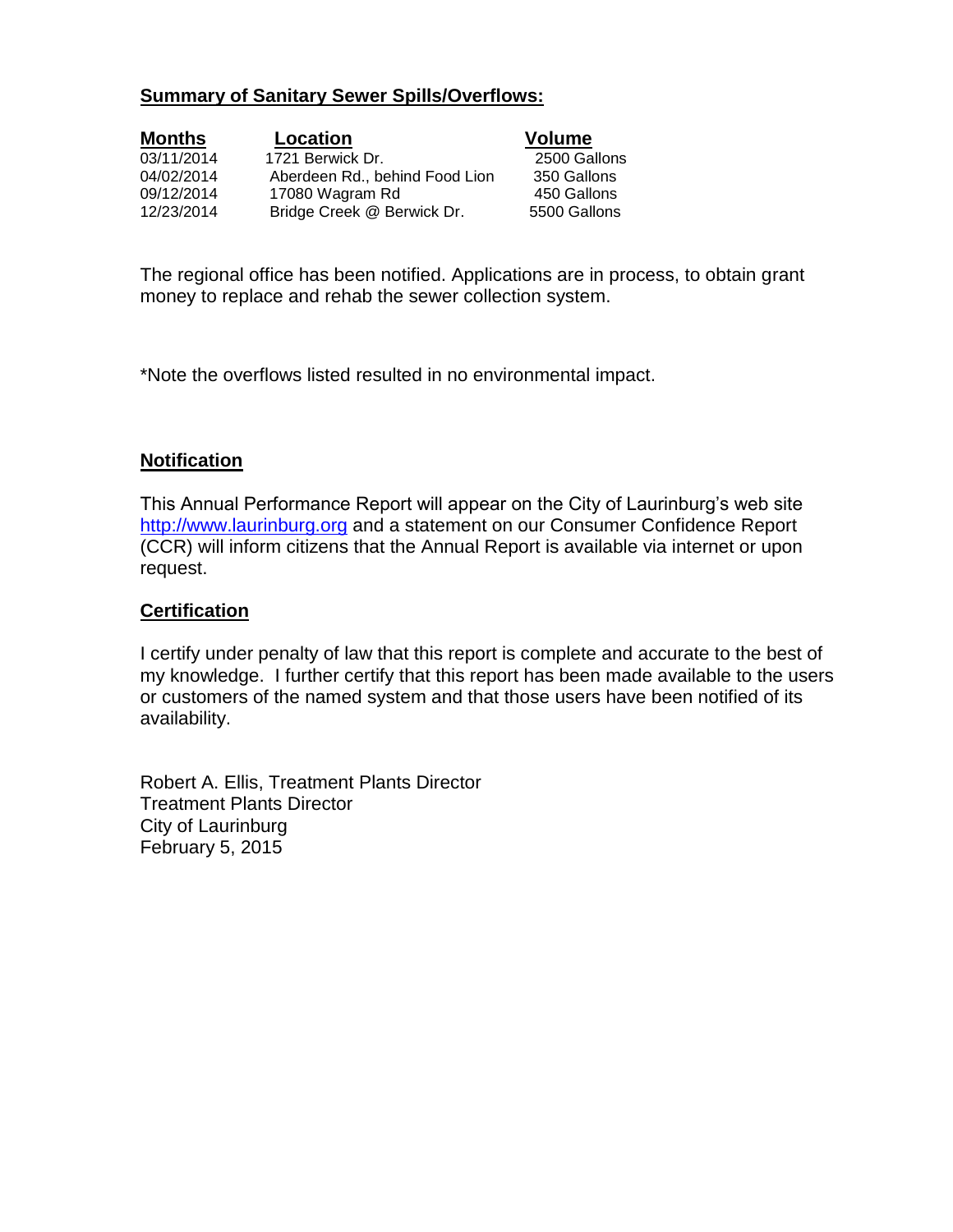**Summary of Sanitary Sewer Spills/Overflows:**

| Months | Location | Volume |
|---|---|---|
| 03/11/2014 | 1721 Berwick Dr. | 2500 Gallons |
| 04/02/2014 | Aberdeen Rd., behind Food Lion | 350 Gallons |
| 09/12/2014 | 17080 Wagram Rd | 450 Gallons |
| 12/23/2014 | Bridge Creek @ Berwick Dr. | 5500 Gallons |

The regional office has been notified. Applications are in process, to obtain grant money to replace and rehab the sewer collection system.

*Note the overflows listed resulted in no environmental impact.

**Notification**

This Annual Performance Report will appear on the City of Laurinburg's web site http://www.laurinburg.org and a statement on our Consumer Confidence Report (CCR) will inform citizens that the Annual Report is available via internet or upon request.

**Certification**

I certify under penalty of law that this report is complete and accurate to the best of my knowledge. I further certify that this report has been made available to the users or customers of the named system and that those users have been notified of its availability.

Robert A. Ellis, Treatment Plants Director
Treatment Plants Director
City of Laurinburg
February 5, 2015